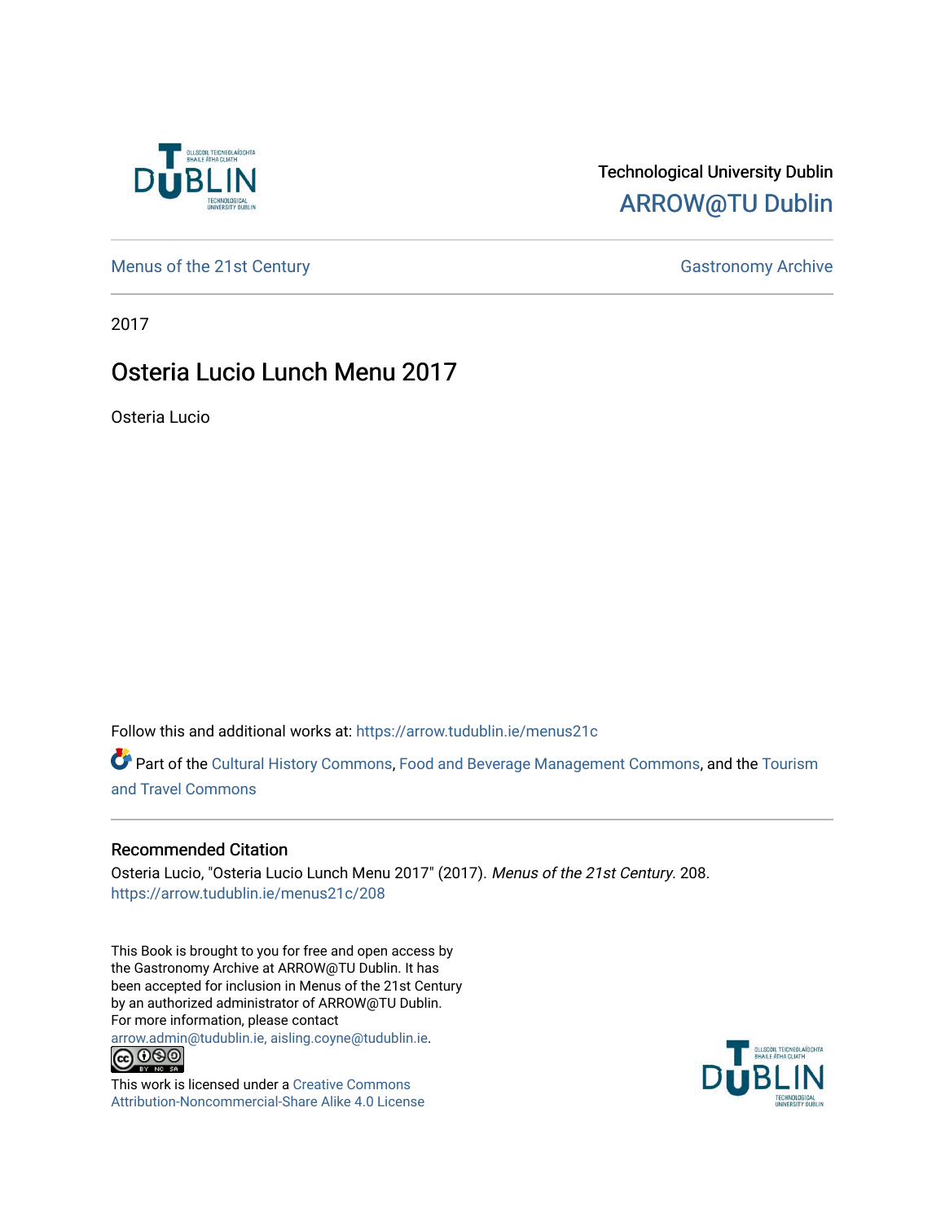Technological University Dublin
ARROW@TU Dublin

Menus of the 21st Century

Gastronomy Archive

2017

# Osteria Lucio Lunch Menu 2017

Osteria Lucio

Follow this and additional works at: https://arrow.tudublin.ie/menus21c

Part of the Cultural History Commons, Food and Beverage Management Commons, and the Tourism and Travel Commons

## Recommended Citation

Osteria Lucio, "Osteria Lucio Lunch Menu 2017" (2017). *Menus of the 21st Century*. 208.
https://arrow.tudublin.ie/menus21c/208

This Book is brought to you for free and open access by the Gastronomy Archive at ARROW@TU Dublin. It has been accepted for inclusion in Menus of the 21st Century by an authorized administrator of ARROW@TU Dublin. For more information, please contact arrow.admin@tudublin.ie, aisling.coyne@tudublin.ie.

This work is licensed under a Creative Commons Attribution-Noncommercial-Share Alike 4.0 License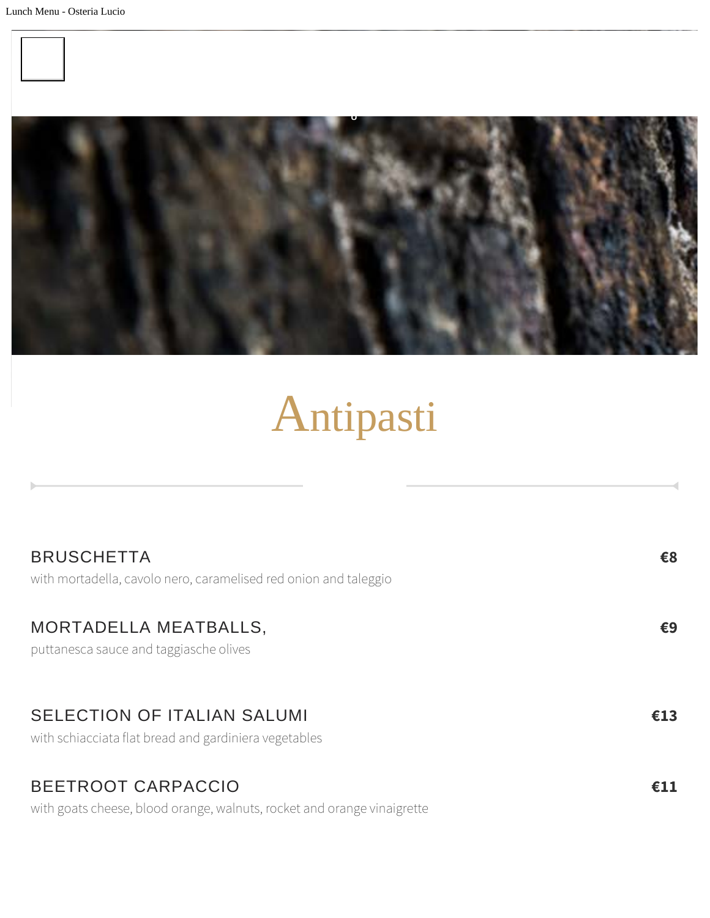# Antipasti

**BRUSCHETTA** — **€8**
with mortadella, cavolo nero, caramelised red onion and taleggio

**MORTADELLA MEATBALLS,** — **€9**
puttanesca sauce and taggiasche olives

**SELECTION OF ITALIAN SALUMI** — **€13**
with schiacciata flat bread and gardiniera vegetables

**BEETROOT CARPACCIO** — **€11**
with goats cheese, blood orange, walnuts, rocket and orange vinaigrette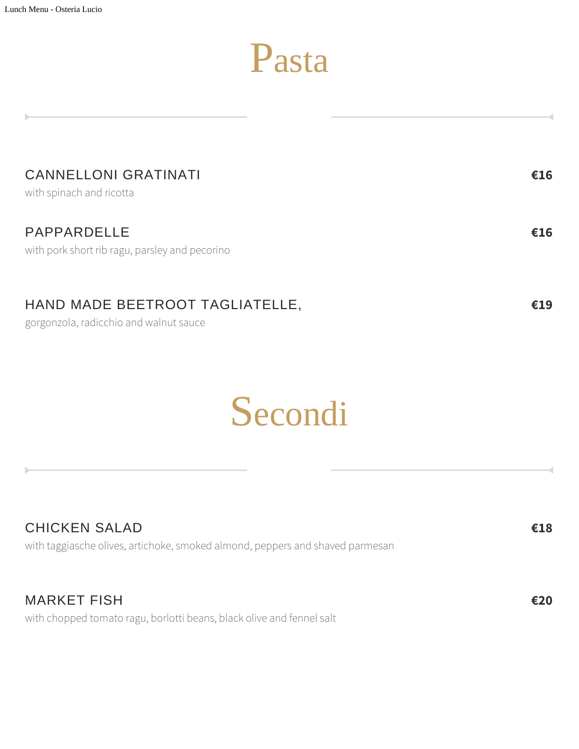# Pasta

**CANNELLONI GRATINATI** **€16**
with spinach and ricotta

**PAPPARDELLE** **€16**
with pork short rib ragu, parsley and pecorino

**HAND MADE BEETROOT TAGLIATELLE,** **€19**
gorgonzola, radicchio and walnut sauce

# Secondi

**CHICKEN SALAD** **€18**
with taggiasche olives, artichoke, smoked almond, peppers and shaved parmesan

**MARKET FISH** **€20**
with chopped tomato ragu, borlotti beans, black olive and fennel salt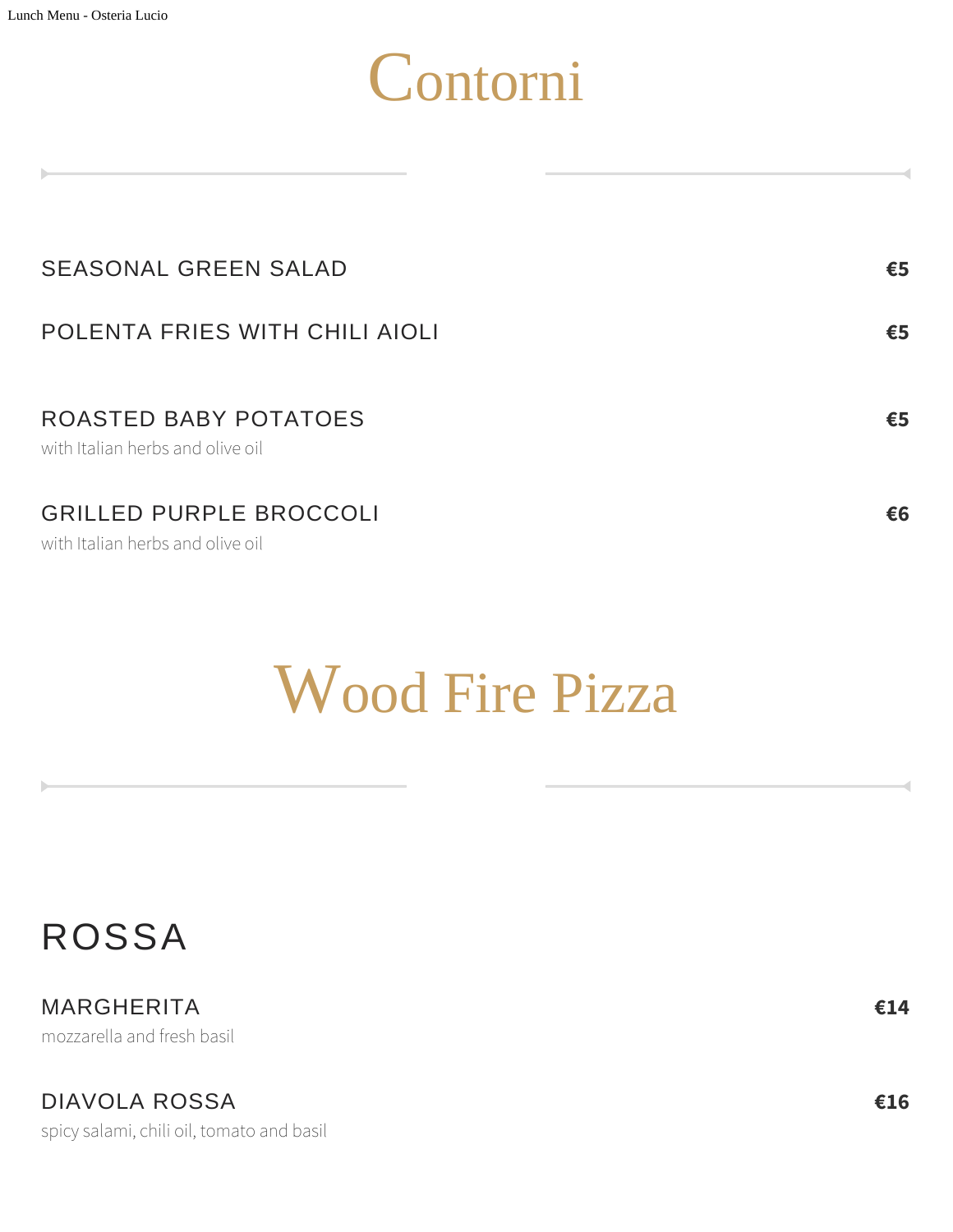# Contorni

**SEASONAL GREEN SALAD** — **€5**

**POLENTA FRIES WITH CHILI AIOLI** — **€5**

**ROASTED BABY POTATOES** — **€5**
with Italian herbs and olive oil

**GRILLED PURPLE BROCCOLI** — **€6**
with Italian herbs and olive oil

# Wood Fire Pizza

## ROSSA

**MARGHERITA** — **€14**
mozzarella and fresh basil

**DIAVOLA ROSSA** — **€16**
spicy salami, chili oil, tomato and basil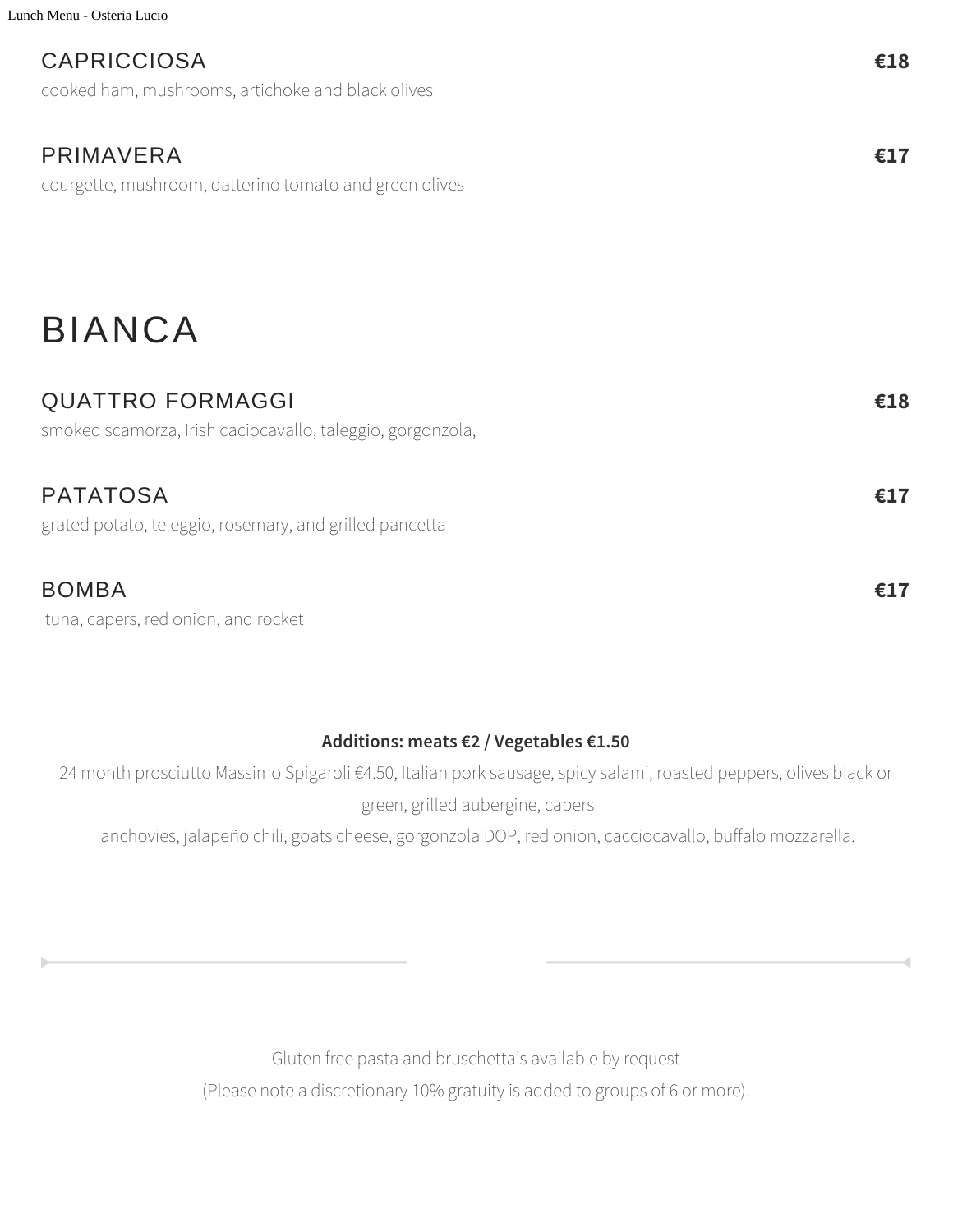### CAPRICCIOSA **€18**

cooked ham, mushrooms, artichoke and black olives

### PRIMAVERA **€17**

courgette, mushroom, datterino tomato and green olives

# BIANCA

### QUATTRO FORMAGGI **€18**

smoked scamorza, Irish caciocavallo, taleggio, gorgonzola,

### PATATOSA **€17**

grated potato, teleggio, rosemary, and grilled pancetta

### BOMBA **€17**

tuna, capers, red onion, and rocket

**Additions: meats €2 / Vegetables €1.50**

24 month prosciutto Massimo Spigaroli €4.50, Italian pork sausage, spicy salami, roasted peppers, olives black or green, grilled aubergine, capers
anchovies, jalapeño chili, goats cheese, gorgonzola DOP, red onion, cacciocavallo, buffalo mozzarella.

---

Gluten free pasta and bruschetta's available by request

(Please note a discretionary 10% gratuity is added to groups of 6 or more).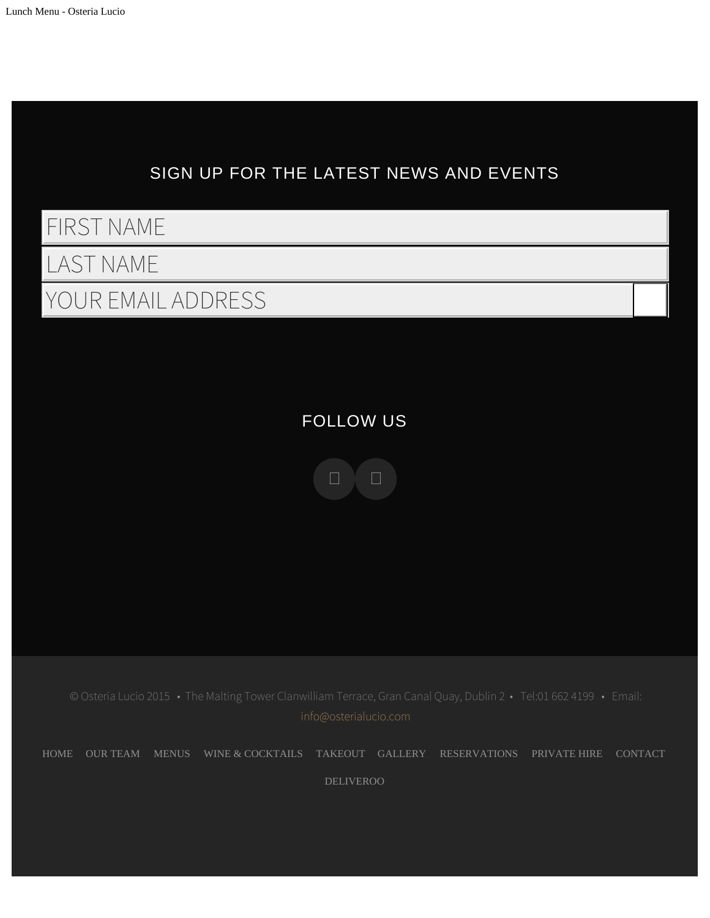## SIGN UP FOR THE LATEST NEWS AND EVENTS

FIRST NAME

LAST NAME

YOUR EMAIL ADDRESS

## FOLLOW US

© Osteria Lucio 2015 • The Malting Tower Clanwilliam Terrace, Gran Canal Quay, Dublin 2 • Tel:01 662 4199 • Email: info@osterialucio.com

HOME OUR TEAM MENUS WINE & COCKTAILS TAKEOUT GALLERY RESERVATIONS PRIVATE HIRE CONTACT DELIVEROO